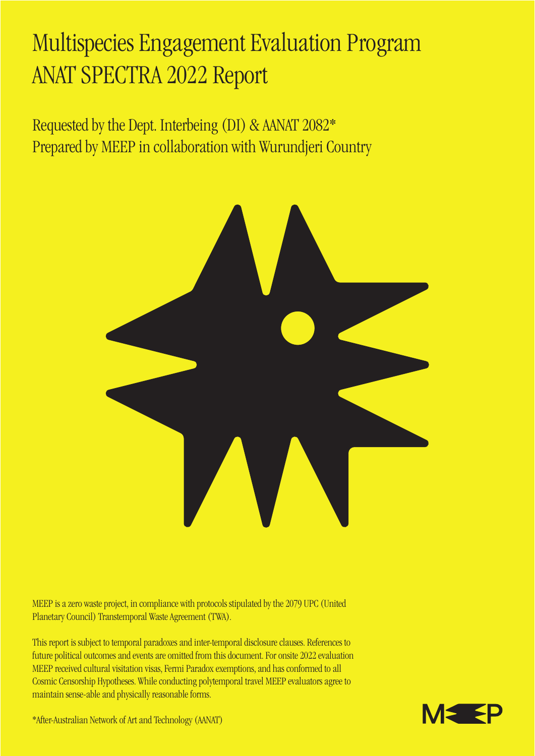# Multispecies Engagement Evaluation Program
# ANAT SPECTRA 2022 Report

## Requested by the Dept. Interbeing (DI) & AANAT 2082*
## Prepared by MEEP in collaboration with Wurundjeri Country

MEEP is a zero waste project, in compliance with protocols stipulated by the 2079 UPC (United Planetary Council) Transtemporal Waste Agreement (TWA).

This report is subject to temporal paradoxes and inter-temporal disclosure clauses. References to future political outcomes and events are omitted from this document. For onsite 2022 evaluation MEEP received cultural visitation visas, Fermi Paradox exemptions, and has conformed to all Cosmic Censorship Hypotheses. While conducting polytemporal travel MEEP evaluators agree to maintain sense-able and physically reasonable forms.

*After-Australian Network of Art and Technology (AANAT)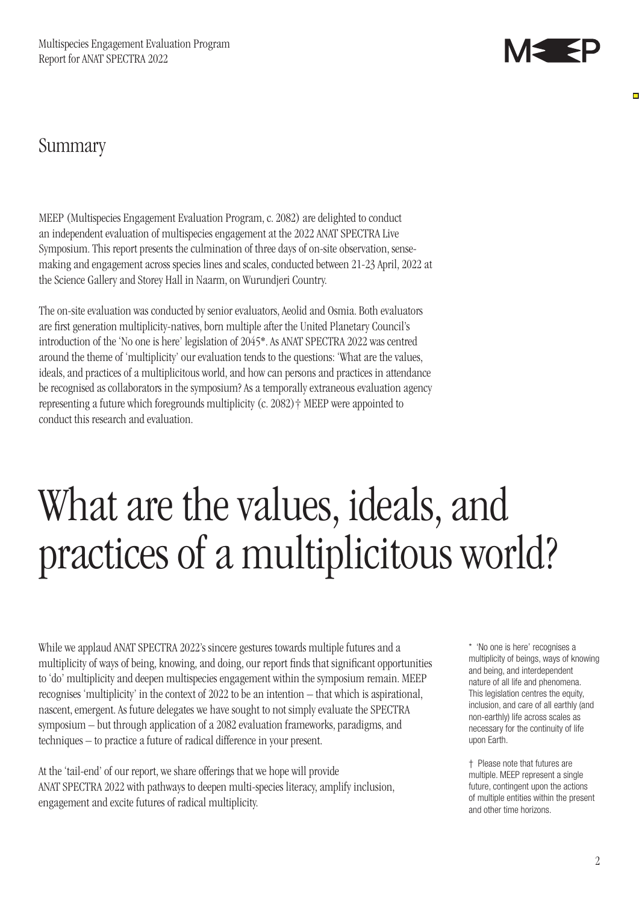## Summary

MEEP (Multispecies Engagement Evaluation Program, c. 2082) are delighted to conduct an independent evaluation of multispecies engagement at the 2022 ANAT SPECTRA Live Symposium. This report presents the culmination of three days of on-site observation, sense-making and engagement across species lines and scales, conducted between 21-23 April, 2022 at the Science Gallery and Storey Hall in Naarm, on Wurundjeri Country.

The on-site evaluation was conducted by senior evaluators, Aeolid and Osmia. Both evaluators are first generation multiplicity-natives, born multiple after the United Planetary Council's introduction of the 'No one is here' legislation of 2045*. As ANAT SPECTRA 2022 was centred around the theme of 'multiplicity' our evaluation tends to the questions: 'What are the values, ideals, and practices of a multiplicitous world, and how can persons and practices in attendance be recognised as collaborators in the symposium? As a temporally extraneous evaluation agency representing a future which foregrounds multiplicity (c. 2082)† MEEP were appointed to conduct this research and evaluation.

# What are the values, ideals, and practices of a multiplicitous world?

While we applaud ANAT SPECTRA 2022's sincere gestures towards multiple futures and a multiplicity of ways of being, knowing, and doing, our report finds that significant opportunities to 'do' multiplicity and deepen multispecies engagement within the symposium remain. MEEP recognises 'multiplicity' in the context of 2022 to be an intention – that which is aspirational, nascent, emergent. As future delegates we have sought to not simply evaluate the SPECTRA symposium – but through application of a 2082 evaluation frameworks, paradigms, and techniques – to practice a future of radical difference in your present.

At the 'tail-end' of our report, we share offerings that we hope will provide ANAT SPECTRA 2022 with pathways to deepen multi-species literacy, amplify inclusion, engagement and excite futures of radical multiplicity.

\* 'No one is here' recognises a multiplicity of beings, ways of knowing and being, and interdependent nature of all life and phenomena. This legislation centres the equity, inclusion, and care of all earthly (and non-earthly) life across scales as necessary for the continuity of life upon Earth.

† Please note that futures are multiple. MEEP represent a single future, contingent upon the actions of multiple entities within the present and other time horizons.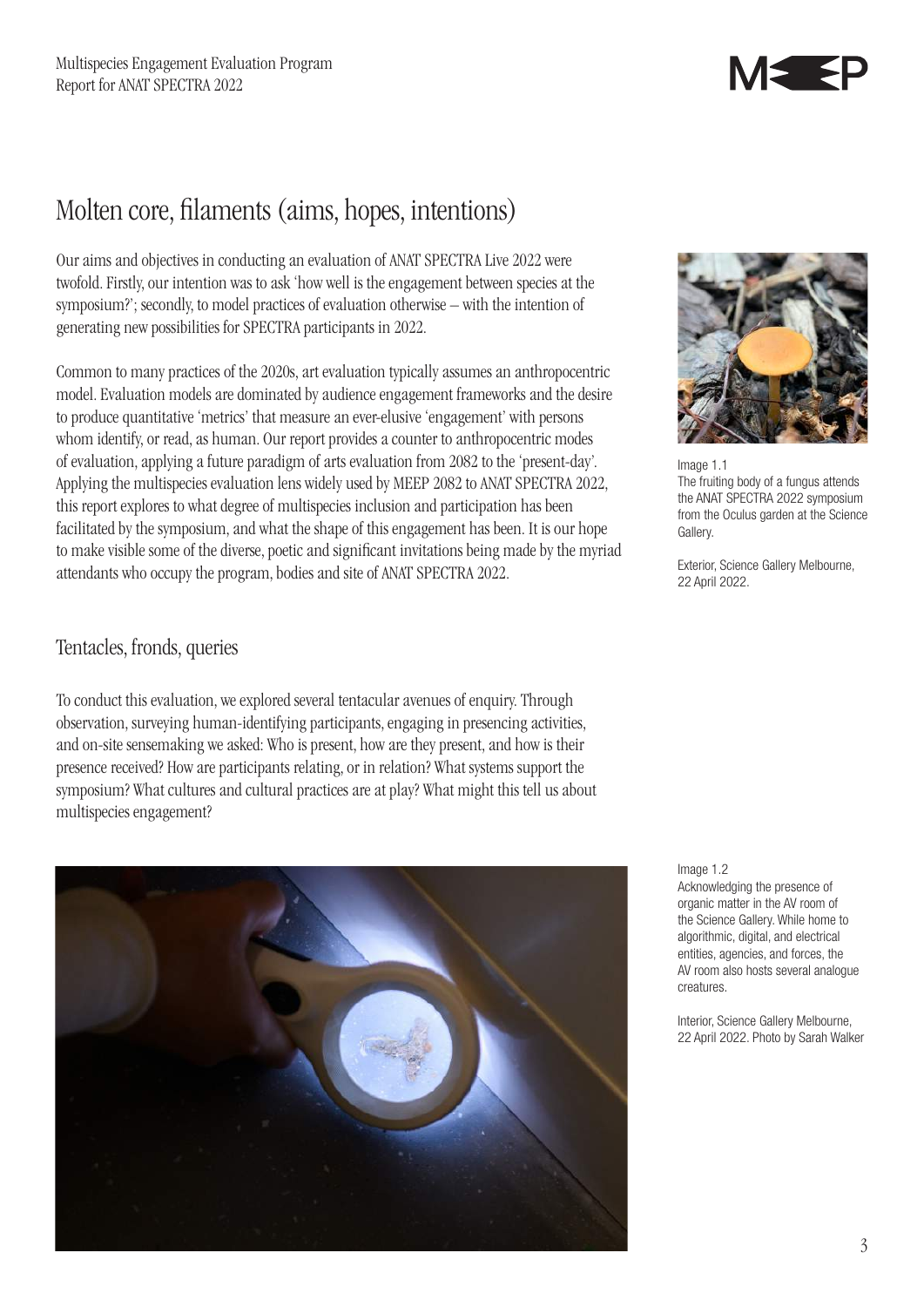# Molten core, filaments (aims, hopes, intentions)

Our aims and objectives in conducting an evaluation of ANAT SPECTRA Live 2022 were twofold. Firstly, our intention was to ask 'how well is the engagement between species at the symposium?'; secondly, to model practices of evaluation otherwise – with the intention of generating new possibilities for SPECTRA participants in 2022.

Common to many practices of the 2020s, art evaluation typically assumes an anthropocentric model. Evaluation models are dominated by audience engagement frameworks and the desire to produce quantitative 'metrics' that measure an ever-elusive 'engagement' with persons whom identify, or read, as human. Our report provides a counter to anthropocentric modes of evaluation, applying a future paradigm of arts evaluation from 2082 to the 'present-day'. Applying the multispecies evaluation lens widely used by MEEP 2082 to ANAT SPECTRA 2022, this report explores to what degree of multispecies inclusion and participation has been facilitated by the symposium, and what the shape of this engagement has been. It is our hope to make visible some of the diverse, poetic and significant invitations being made by the myriad attendants who occupy the program, bodies and site of ANAT SPECTRA 2022.

Image 1.1
The fruiting body of a fungus attends the ANAT SPECTRA 2022 symposium from the Oculus garden at the Science Gallery.

Exterior, Science Gallery Melbourne, 22 April 2022.

## Tentacles, fronds, queries

To conduct this evaluation, we explored several tentacular avenues of enquiry. Through observation, surveying human-identifying participants, engaging in presencing activities, and on-site sensemaking we asked: Who is present, how are they present, and how is their presence received? How are participants relating, or in relation? What systems support the symposium? What cultures and cultural practices are at play? What might this tell us about multispecies engagement?

Image 1.2
Acknowledging the presence of organic matter in the AV room of the Science Gallery. While home to algorithmic, digital, and electrical entities, agencies, and forces, the AV room also hosts several analogue creatures.

Interior, Science Gallery Melbourne, 22 April 2022. Photo by Sarah Walker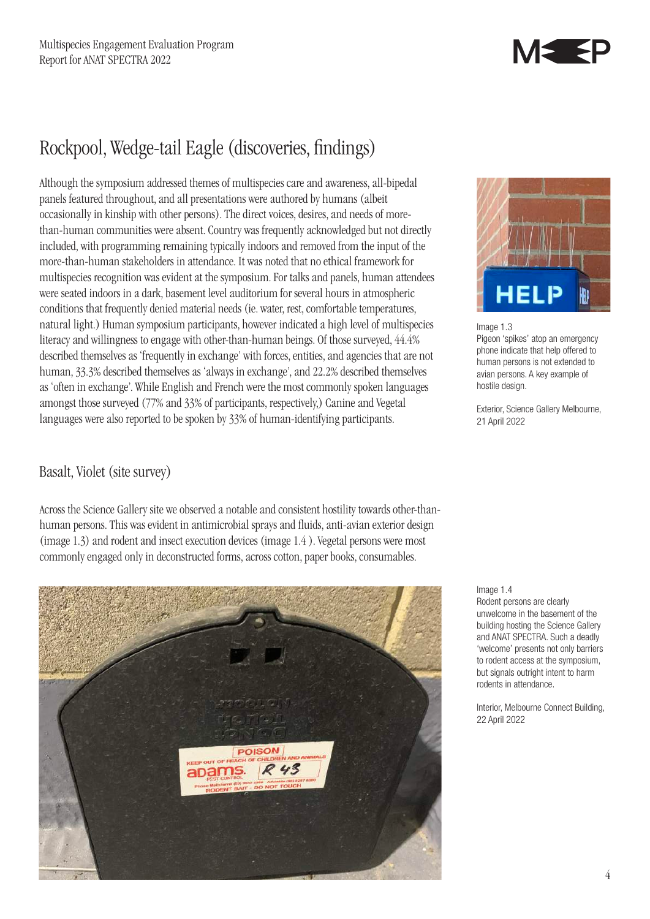## Rockpool, Wedge-tail Eagle (discoveries, findings)

Although the symposium addressed themes of multispecies care and awareness, all-bipedal panels featured throughout, and all presentations were authored by humans (albeit occasionally in kinship with other persons). The direct voices, desires, and needs of more-than-human communities were absent. Country was frequently acknowledged but not directly included, with programming remaining typically indoors and removed from the input of the more-than-human stakeholders in attendance. It was noted that no ethical framework for multispecies recognition was evident at the symposium. For talks and panels, human attendees were seated indoors in a dark, basement level auditorium for several hours in atmospheric conditions that frequently denied material needs (ie. water, rest, comfortable temperatures, natural light.) Human symposium participants, however indicated a high level of multispecies literacy and willingness to engage with other-than-human beings. Of those surveyed, 44.4% described themselves as 'frequently in exchange' with forces, entities, and agencies that are not human, 33.3% described themselves as 'always in exchange', and 22.2% described themselves as 'often in exchange'. While English and French were the most commonly spoken languages amongst those surveyed (77% and 33% of participants, respectively,) Canine and Vegetal languages were also reported to be spoken by 33% of human-identifying participants.

Image 1.3
Pigeon 'spikes' atop an emergency phone indicate that help offered to human persons is not extended to avian persons. A key example of hostile design.

Exterior, Science Gallery Melbourne, 21 April 2022

## Basalt, Violet (site survey)

Across the Science Gallery site we observed a notable and consistent hostility towards other-than-human persons. This was evident in antimicrobial sprays and fluids, anti-avian exterior design (image 1.3) and rodent and insect execution devices (image 1.4 ). Vegetal persons were most commonly engaged only in deconstructed forms, across cotton, paper books, consumables.

Image 1.4
Rodent persons are clearly unwelcome in the basement of the building hosting the Science Gallery and ANAT SPECTRA. Such a deadly 'welcome' presents not only barriers to rodent access at the symposium, but signals outright intent to harm rodents in attendance.

Interior, Melbourne Connect Building, 22 April 2022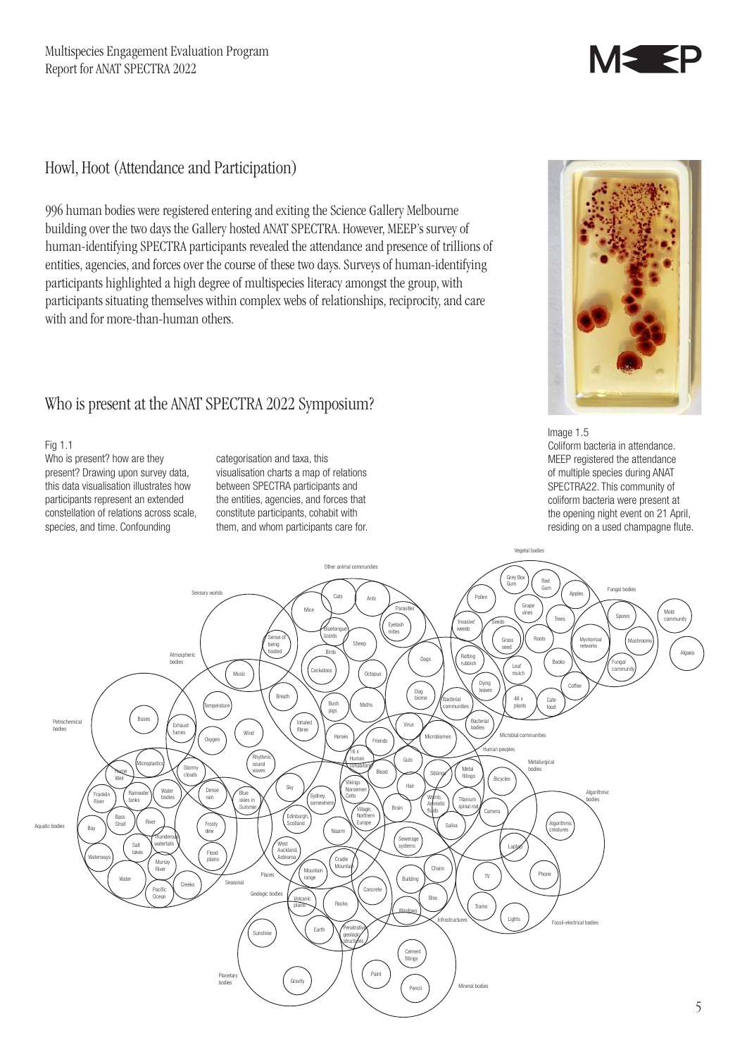## Howl, Hoot (Attendance and Participation)

996 human bodies were registered entering and exiting the Science Gallery Melbourne building over the two days the Gallery hosted ANAT SPECTRA. However, MEEP's survey of human-identifying SPECTRA participants revealed the attendance and presence of trillions of entities, agencies, and forces over the course of these two days. Surveys of human-identifying participants highlighted a high degree of multispecies literacy amongst the group, with participants situating themselves within complex webs of relationships, reciprocity, and care with and for more-than-human others.

## Who is present at the ANAT SPECTRA 2022 Symposium?

Fig 1.1
Who is present? how are they present? Drawing upon survey data, this data visualisation illustrates how participants represent an extended constellation of relations across scale, species, and time. Confounding categorisation and taxa, this visualisation charts a map of relations between SPECTRA participants and the entities, agencies, and forces that constitute participants, cohabit with them, and whom participants care for.

Image 1.5
Coliform bacteria in attendance. MEEP registered the attendance of multiple species during ANAT SPECTRA22. This community of coliform bacteria were present at the opening night event on 21 April, residing on a used champagne flute.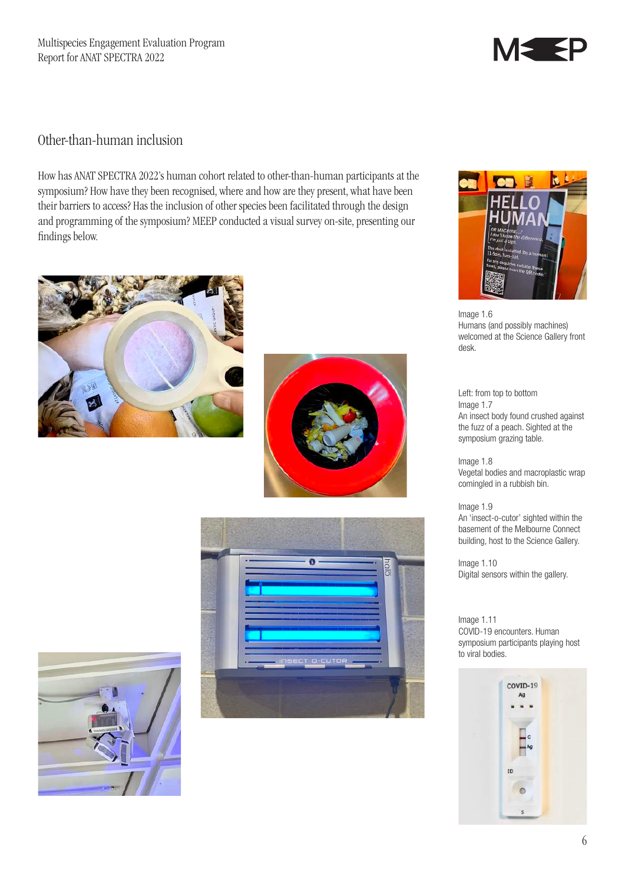## Other-than-human inclusion

How has ANAT SPECTRA 2022's human cohort related to other-than-human participants at the symposium? How have they been recognised, where and how are they present, what have been their barriers to access? Has the inclusion of other species been facilitated through the design and programming of the symposium? MEEP conducted a visual survey on-site, presenting our findings below.

Image 1.6
Humans (and possibly machines) welcomed at the Science Gallery front desk.

Left: from top to bottom
Image 1.7
An insect body found crushed against the fuzz of a peach. Sighted at the symposium grazing table.

Image 1.8
Vegetal bodies and macroplastic wrap comingled in a rubbish bin.

Image 1.9
An 'insect-o-cutor' sighted within the basement of the Melbourne Connect building, host to the Science Gallery.

Image 1.10
Digital sensors within the gallery.

Image 1.11
COVID-19 encounters. Human symposium participants playing host to viral bodies.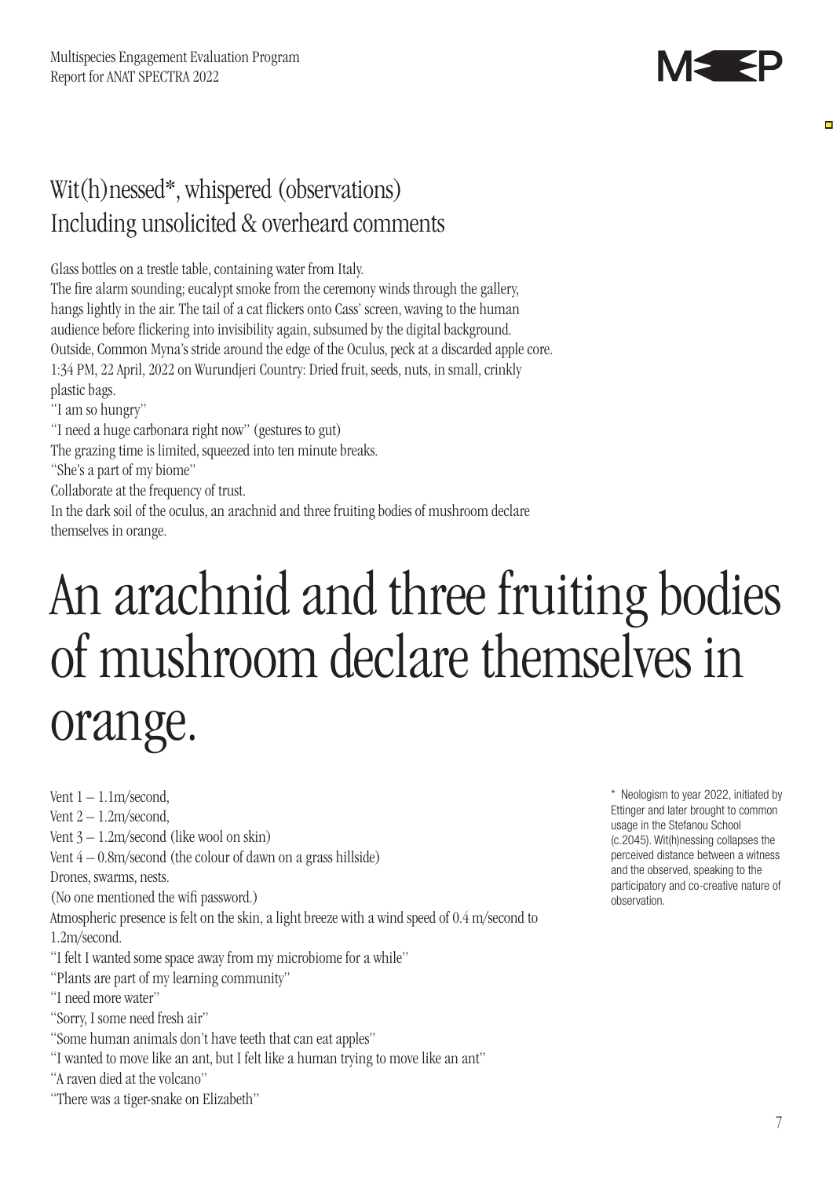## Wit(h)nessed*, whispered (observations)
## Including unsolicited & overheard comments

Glass bottles on a trestle table, containing water from Italy.
The fire alarm sounding; eucalypt smoke from the ceremony winds through the gallery, hangs lightly in the air. The tail of a cat flickers onto Cass' screen, waving to the human audience before flickering into invisibility again, subsumed by the digital background.
Outside, Common Myna's stride around the edge of the Oculus, peck at a discarded apple core.
1:34 PM, 22 April, 2022 on Wurundjeri Country: Dried fruit, seeds, nuts, in small, crinkly plastic bags.
"I am so hungry"
"I need a huge carbonara right now" (gestures to gut)
The grazing time is limited, squeezed into ten minute breaks.
"She's a part of my biome"
Collaborate at the frequency of trust.
In the dark soil of the oculus, an arachnid and three fruiting bodies of mushroom declare themselves in orange.

# An arachnid and three fruiting bodies of mushroom declare themselves in orange.

Vent 1 – 1.1m/second,
Vent 2 – 1.2m/second,
Vent 3 – 1.2m/second (like wool on skin)
Vent 4 – 0.8m/second (the colour of dawn on a grass hillside)
Drones, swarms, nests.
(No one mentioned the wifi password.)
Atmospheric presence is felt on the skin, a light breeze with a wind speed of 0.4 m/second to 1.2m/second.
"I felt I wanted some space away from my microbiome for a while"
"Plants are part of my learning community"
"I need more water"
"Sorry, I some need fresh air"
"Some human animals don't have teeth that can eat apples"
"I wanted to move like an ant, but I felt like a human trying to move like an ant"
"A raven died at the volcano"
"There was a tiger-snake on Elizabeth"

\* Neologism to year 2022, initiated by Ettinger and later brought to common usage in the Stefanou School (c.2045). Wit(h)nessing collapses the perceived distance between a witness and the observed, speaking to the participatory and co-creative nature of observation.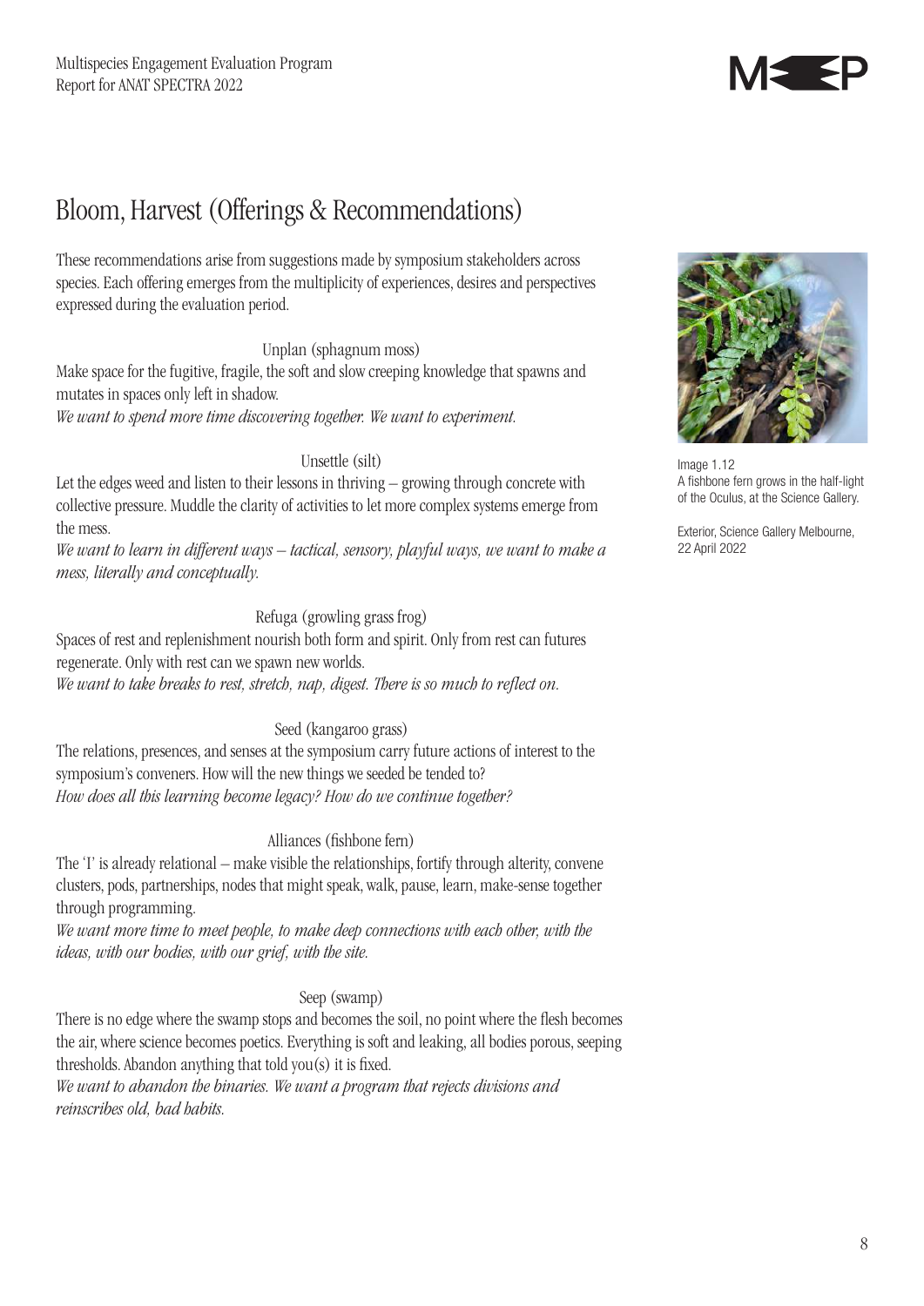## Bloom, Harvest (Offerings & Recommendations)

These recommendations arise from suggestions made by symposium stakeholders across species. Each offering emerges from the multiplicity of experiences, desires and perspectives expressed during the evaluation period.

Unplan (sphagnum moss)

Make space for the fugitive, fragile, the soft and slow creeping knowledge that spawns and mutates in spaces only left in shadow.

*We want to spend more time discovering together. We want to experiment.*

Unsettle (silt)

Let the edges weed and listen to their lessons in thriving – growing through concrete with collective pressure. Muddle the clarity of activities to let more complex systems emerge from the mess.

*We want to learn in different ways – tactical, sensory, playful ways, we want to make a mess, literally and conceptually.*

Refuga (growling grass frog)

Spaces of rest and replenishment nourish both form and spirit. Only from rest can futures regenerate. Only with rest can we spawn new worlds.

*We want to take breaks to rest, stretch, nap, digest. There is so much to reflect on.*

Seed (kangaroo grass)

The relations, presences, and senses at the symposium carry future actions of interest to the symposium's conveners. How will the new things we seeded be tended to?

*How does all this learning become legacy? How do we continue together?*

Alliances (fishbone fern)

The 'I' is already relational – make visible the relationships, fortify through alterity, convene clusters, pods, partnerships, nodes that might speak, walk, pause, learn, make-sense together through programming.

*We want more time to meet people, to make deep connections with each other, with the ideas, with our bodies, with our grief, with the site.*

Seep (swamp)

There is no edge where the swamp stops and becomes the soil, no point where the flesh becomes the air, where science becomes poetics. Everything is soft and leaking, all bodies porous, seeping thresholds. Abandon anything that told you(s) it is fixed.

*We want to abandon the binaries. We want a program that rejects divisions and reinscribes old, bad habits.*

Image 1.12
A fishbone fern grows in the half-light of the Oculus, at the Science Gallery.

Exterior, Science Gallery Melbourne, 22 April 2022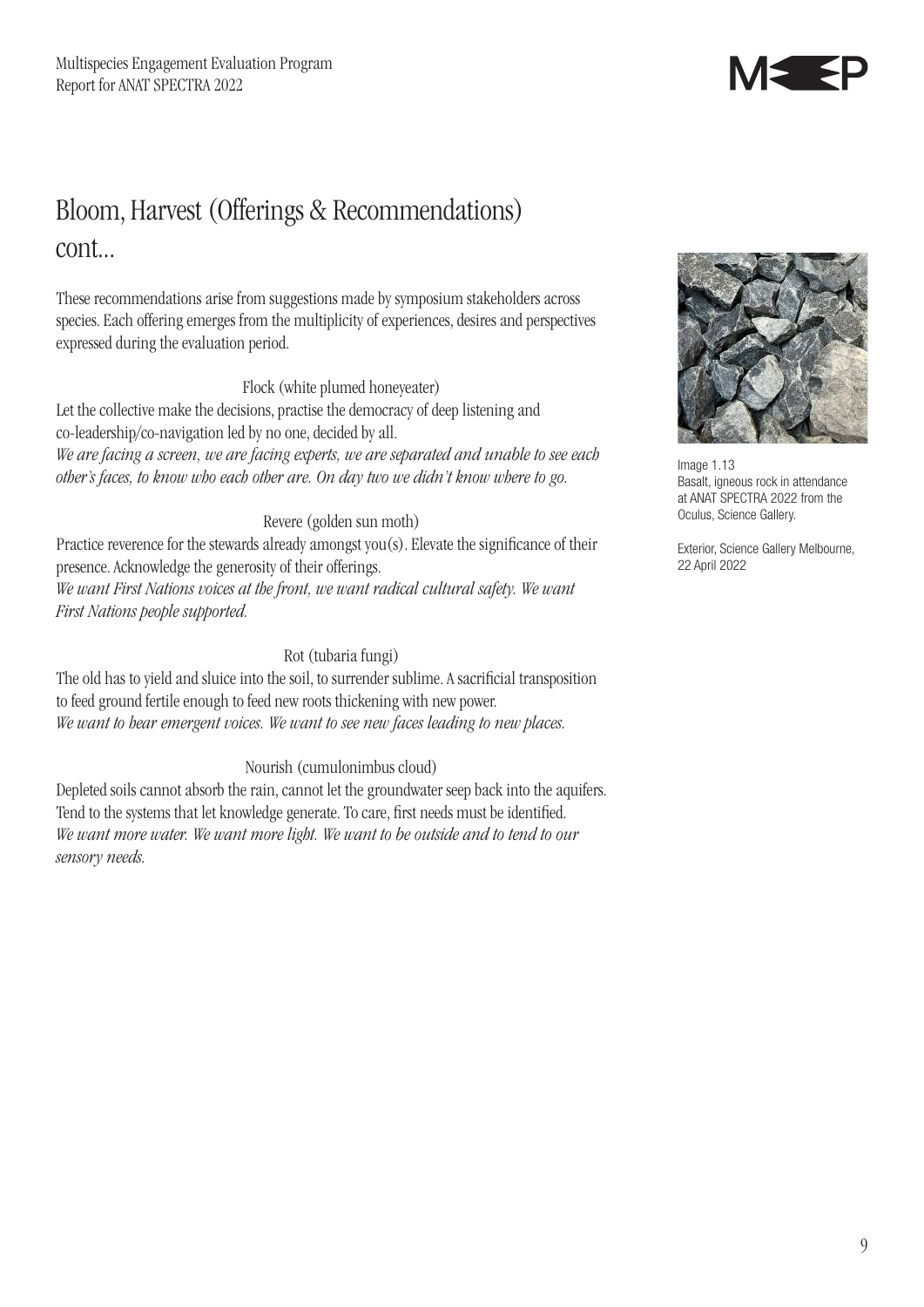# Bloom, Harvest (Offerings & Recommendations) cont...

These recommendations arise from suggestions made by symposium stakeholders across species. Each offering emerges from the multiplicity of experiences, desires and perspectives expressed during the evaluation period.

Flock (white plumed honeyeater)

Let the collective make the decisions, practise the democracy of deep listening and co-leadership/co-navigation led by no one, decided by all.
*We are facing a screen, we are facing experts, we are separated and unable to see each other's faces, to know who each other are. On day two we didn't know where to go.*

Revere (golden sun moth)

Practice reverence for the stewards already amongst you(s). Elevate the significance of their presence. Acknowledge the generosity of their offerings.
*We want First Nations voices at the front, we want radical cultural safety. We want First Nations people supported.*

Rot (tubaria fungi)

The old has to yield and sluice into the soil, to surrender sublime. A sacrificial transposition to feed ground fertile enough to feed new roots thickening with new power.
*We want to hear emergent voices. We want to see new faces leading to new places.*

Nourish (cumulonimbus cloud)

Depleted soils cannot absorb the rain, cannot let the groundwater seep back into the aquifers. Tend to the systems that let knowledge generate. To care, first needs must be identified.
*We want more water. We want more light. We want to be outside and to tend to our sensory needs.*

Image 1.13
Basalt, igneous rock in attendance at ANAT SPECTRA 2022 from the Oculus, Science Gallery.

Exterior, Science Gallery Melbourne, 22 April 2022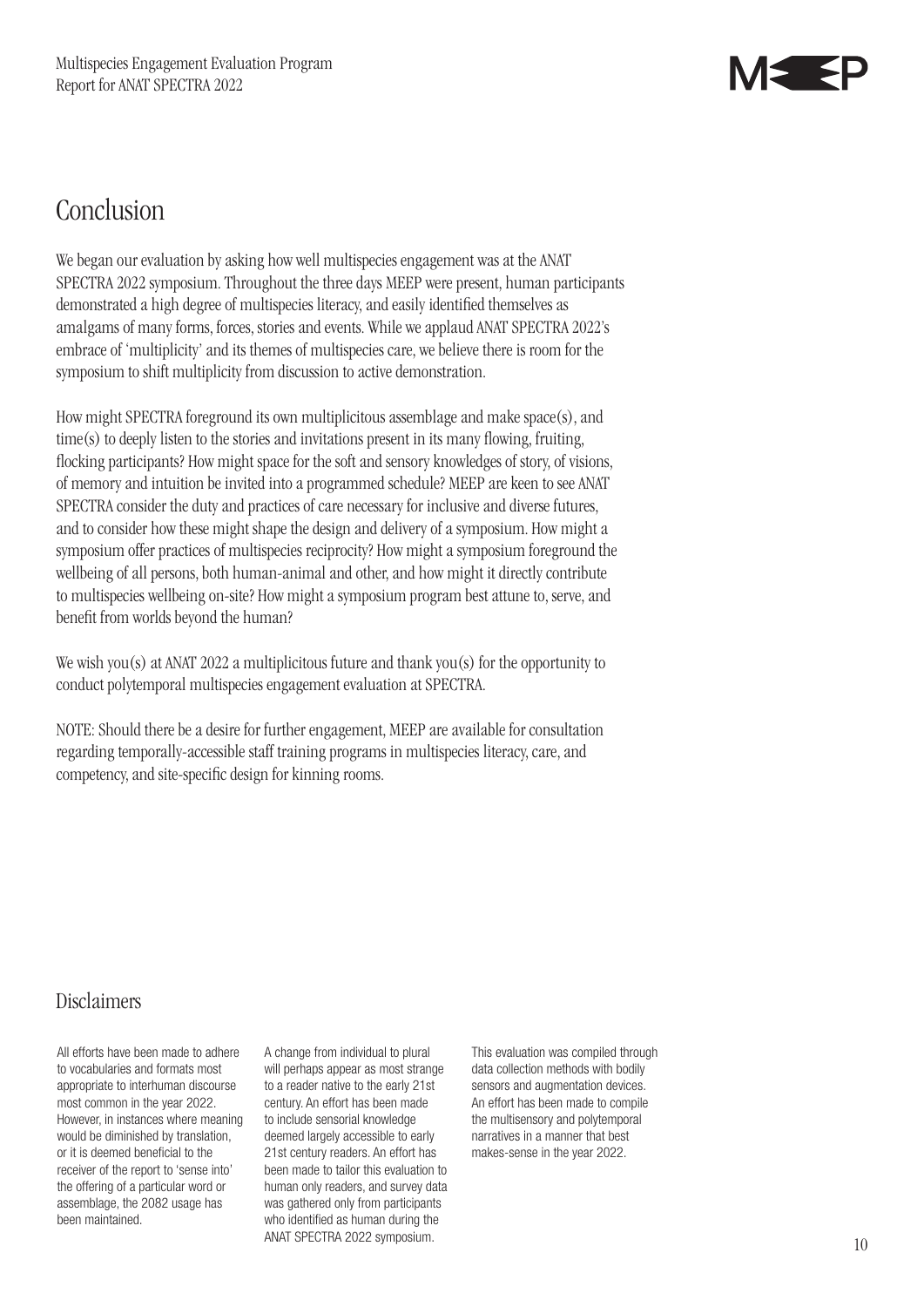# Conclusion

We began our evaluation by asking how well multispecies engagement was at the ANAT SPECTRA 2022 symposium. Throughout the three days MEEP were present, human participants demonstrated a high degree of multispecies literacy, and easily identified themselves as amalgams of many forms, forces, stories and events. While we applaud ANAT SPECTRA 2022's embrace of 'multiplicity' and its themes of multispecies care, we believe there is room for the symposium to shift multiplicity from discussion to active demonstration.

How might SPECTRA foreground its own multiplicitous assemblage and make space(s), and time(s) to deeply listen to the stories and invitations present in its many flowing, fruiting, flocking participants? How might space for the soft and sensory knowledges of story, of visions, of memory and intuition be invited into a programmed schedule? MEEP are keen to see ANAT SPECTRA consider the duty and practices of care necessary for inclusive and diverse futures, and to consider how these might shape the design and delivery of a symposium. How might a symposium offer practices of multispecies reciprocity? How might a symposium foreground the wellbeing of all persons, both human-animal and other, and how might it directly contribute to multispecies wellbeing on-site? How might a symposium program best attune to, serve, and benefit from worlds beyond the human?

We wish you(s) at ANAT 2022 a multiplicitous future and thank you(s) for the opportunity to conduct polytemporal multispecies engagement evaluation at SPECTRA.

NOTE: Should there be a desire for further engagement, MEEP are available for consultation regarding temporally-accessible staff training programs in multispecies literacy, care, and competency, and site-specific design for kinning rooms.

## Disclaimers

All efforts have been made to adhere to vocabularies and formats most appropriate to interhuman discourse most common in the year 2022. However, in instances where meaning would be diminished by translation, or it is deemed beneficial to the receiver of the report to 'sense into' the offering of a particular word or assemblage, the 2082 usage has been maintained.

A change from individual to plural will perhaps appear as most strange to a reader native to the early 21st century. An effort has been made to include sensorial knowledge deemed largely accessible to early 21st century readers. An effort has been made to tailor this evaluation to human only readers, and survey data was gathered only from participants who identified as human during the ANAT SPECTRA 2022 symposium.

This evaluation was compiled through data collection methods with bodily sensors and augmentation devices. An effort has been made to compile the multisensory and polytemporal narratives in a manner that best makes-sense in the year 2022.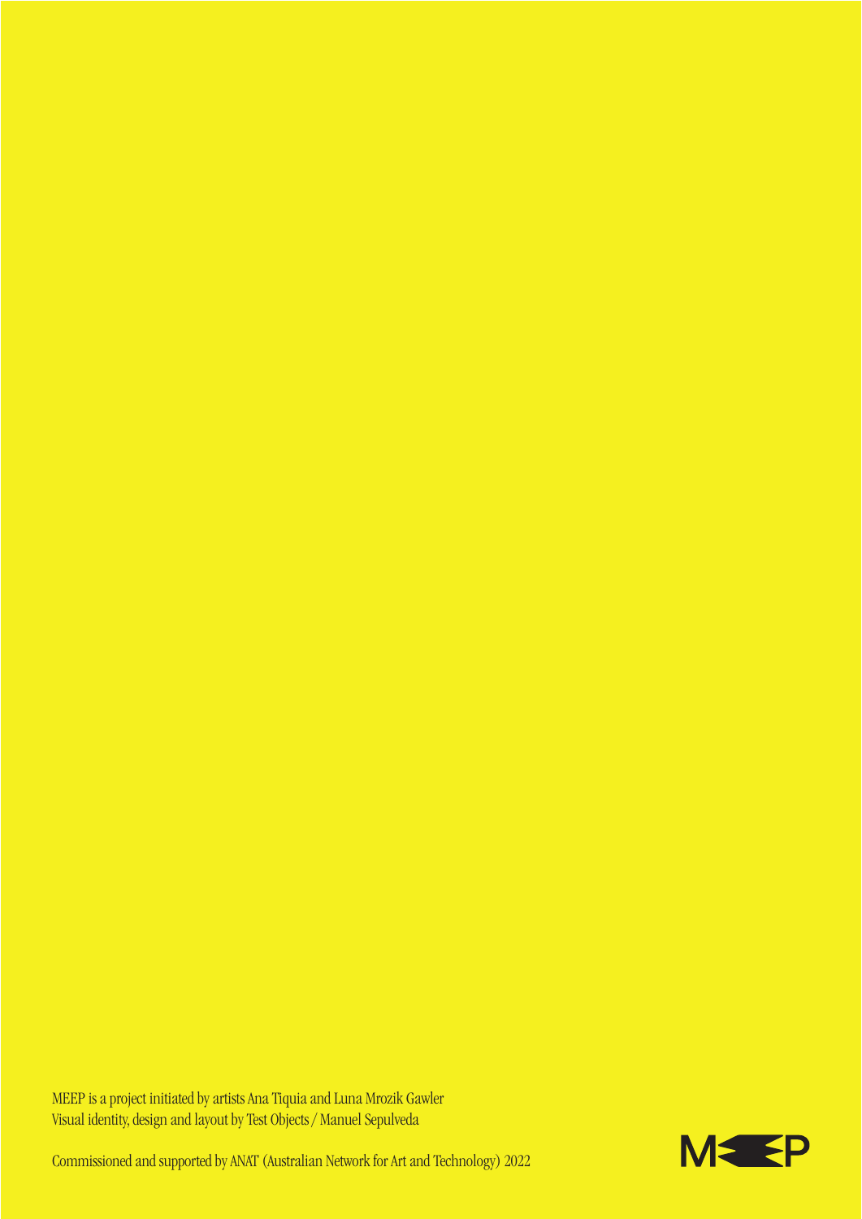MEEP is a project initiated by artists Ana Tiquia and Luna Mrozik Gawler
Visual identity, design and layout by Test Objects / Manuel Sepulveda

Commissioned and supported by ANAT (Australian Network for Art and Technology) 2022